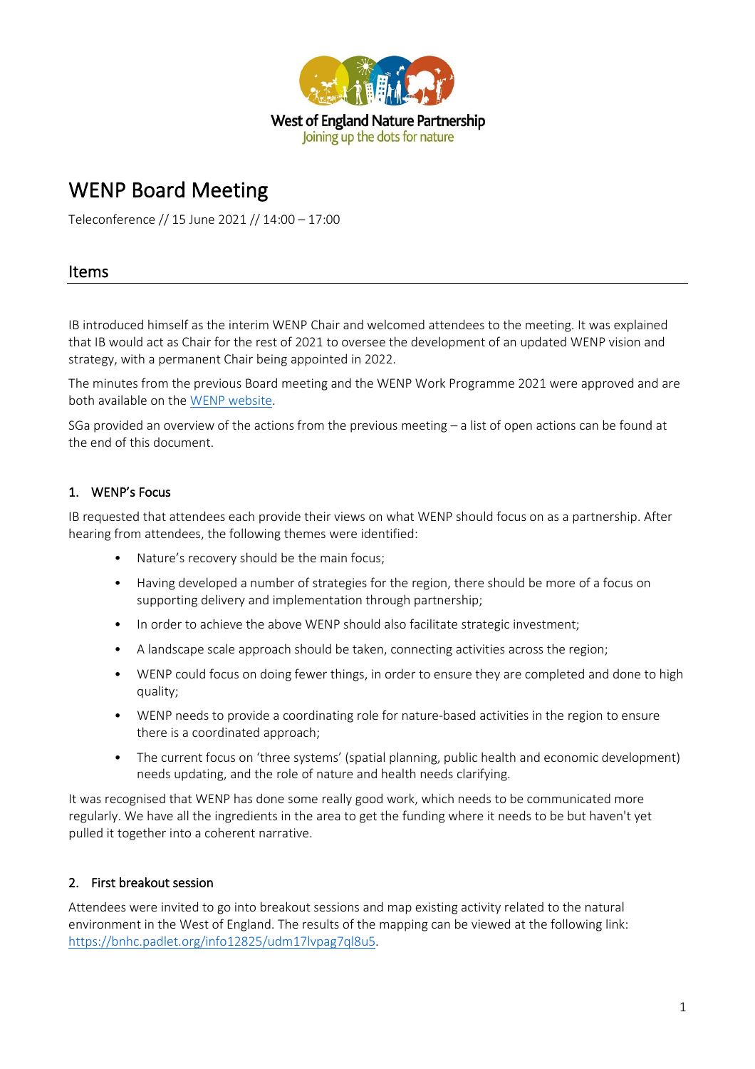West of England Nature Partnership
Joining up the dots for nature

# WENP Board Meeting

Teleconference // 15 June 2021 // 14:00 – 17:00

## Items

IB introduced himself as the interim WENP Chair and welcomed attendees to the meeting. It was explained that IB would act as Chair for the rest of 2021 to oversee the development of an updated WENP vision and strategy, with a permanent Chair being appointed in 2022.

The minutes from the previous Board meeting and the WENP Work Programme 2021 were approved and are both available on the [WENP website](#).

SGa provided an overview of the actions from the previous meeting – a list of open actions can be found at the end of this document.

### 1. WENP's Focus

IB requested that attendees each provide their views on what WENP should focus on as a partnership. After hearing from attendees, the following themes were identified:

- Nature's recovery should be the main focus;
- Having developed a number of strategies for the region, there should be more of a focus on supporting delivery and implementation through partnership;
- In order to achieve the above WENP should also facilitate strategic investment;
- A landscape scale approach should be taken, connecting activities across the region;
- WENP could focus on doing fewer things, in order to ensure they are completed and done to high quality;
- WENP needs to provide a coordinating role for nature-based activities in the region to ensure there is a coordinated approach;
- The current focus on 'three systems' (spatial planning, public health and economic development) needs updating, and the role of nature and health needs clarifying.

It was recognised that WENP has done some really good work, which needs to be communicated more regularly. We have all the ingredients in the area to get the funding where it needs to be but haven't yet pulled it together into a coherent narrative.

### 2. First breakout session

Attendees were invited to go into breakout sessions and map existing activity related to the natural environment in the West of England. The results of the mapping can be viewed at the following link: https://bnhc.padlet.org/info12825/udm17lvpag7ql8u5.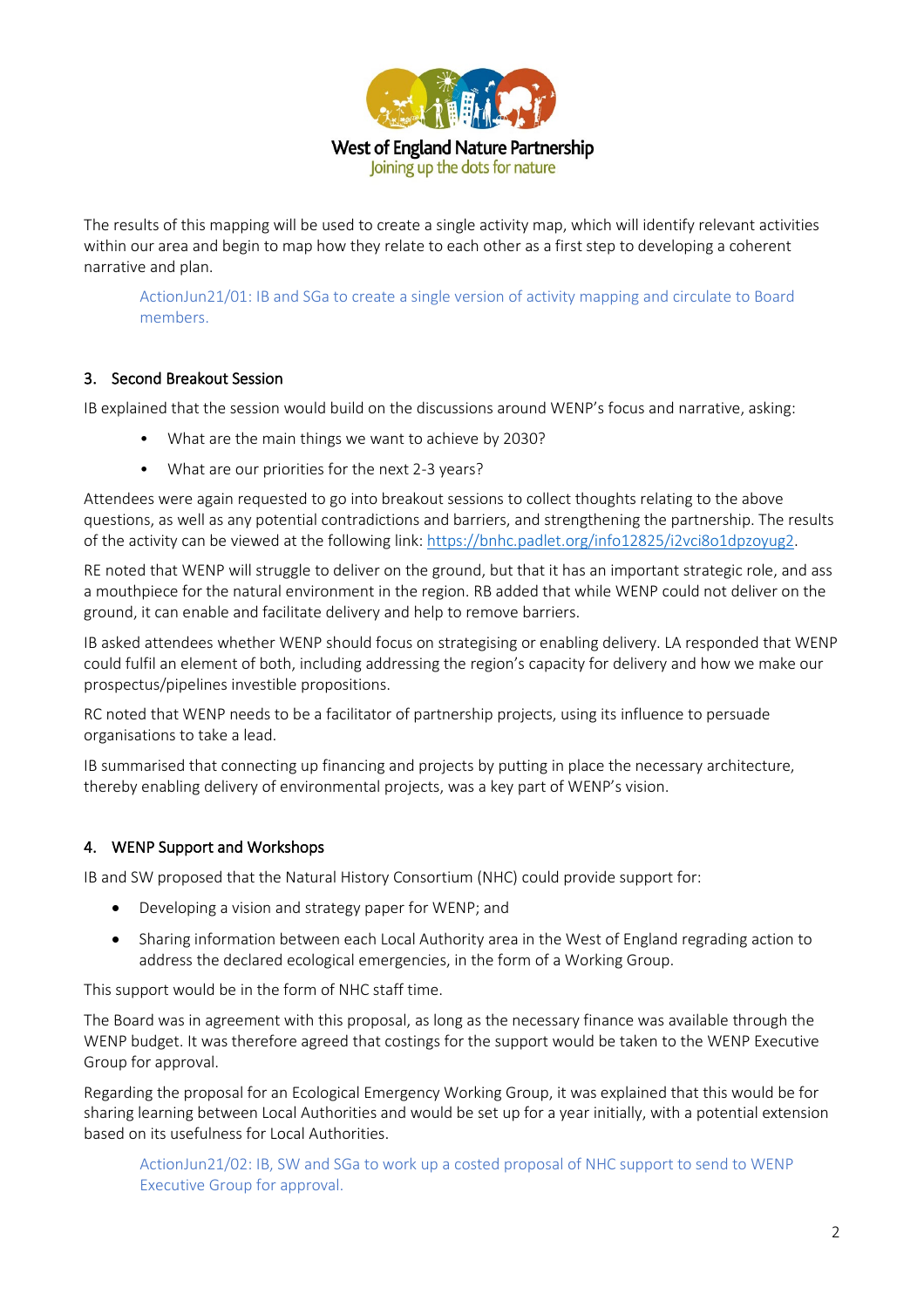The results of this mapping will be used to create a single activity map, which will identify relevant activities within our area and begin to map how they relate to each other as a first step to developing a coherent narrative and plan.

> ActionJun21/01: IB and SGa to create a single version of activity mapping and circulate to Board members.

## 3. Second Breakout Session

IB explained that the session would build on the discussions around WENP's focus and narrative, asking:

- What are the main things we want to achieve by 2030?
- What are our priorities for the next 2-3 years?

Attendees were again requested to go into breakout sessions to collect thoughts relating to the above questions, as well as any potential contradictions and barriers, and strengthening the partnership. The results of the activity can be viewed at the following link: https://bnhc.padlet.org/info12825/i2vci8o1dpzoyug2.

RE noted that WENP will struggle to deliver on the ground, but that it has an important strategic role, and ass a mouthpiece for the natural environment in the region. RB added that while WENP could not deliver on the ground, it can enable and facilitate delivery and help to remove barriers.

IB asked attendees whether WENP should focus on strategising or enabling delivery. LA responded that WENP could fulfil an element of both, including addressing the region's capacity for delivery and how we make our prospectus/pipelines investible propositions.

RC noted that WENP needs to be a facilitator of partnership projects, using its influence to persuade organisations to take a lead.

IB summarised that connecting up financing and projects by putting in place the necessary architecture, thereby enabling delivery of environmental projects, was a key part of WENP's vision.

## 4. WENP Support and Workshops

IB and SW proposed that the Natural History Consortium (NHC) could provide support for:

- Developing a vision and strategy paper for WENP; and
- Sharing information between each Local Authority area in the West of England regrading action to address the declared ecological emergencies, in the form of a Working Group.

This support would be in the form of NHC staff time.

The Board was in agreement with this proposal, as long as the necessary finance was available through the WENP budget. It was therefore agreed that costings for the support would be taken to the WENP Executive Group for approval.

Regarding the proposal for an Ecological Emergency Working Group, it was explained that this would be for sharing learning between Local Authorities and would be set up for a year initially, with a potential extension based on its usefulness for Local Authorities.

> ActionJun21/02: IB, SW and SGa to work up a costed proposal of NHC support to send to WENP Executive Group for approval.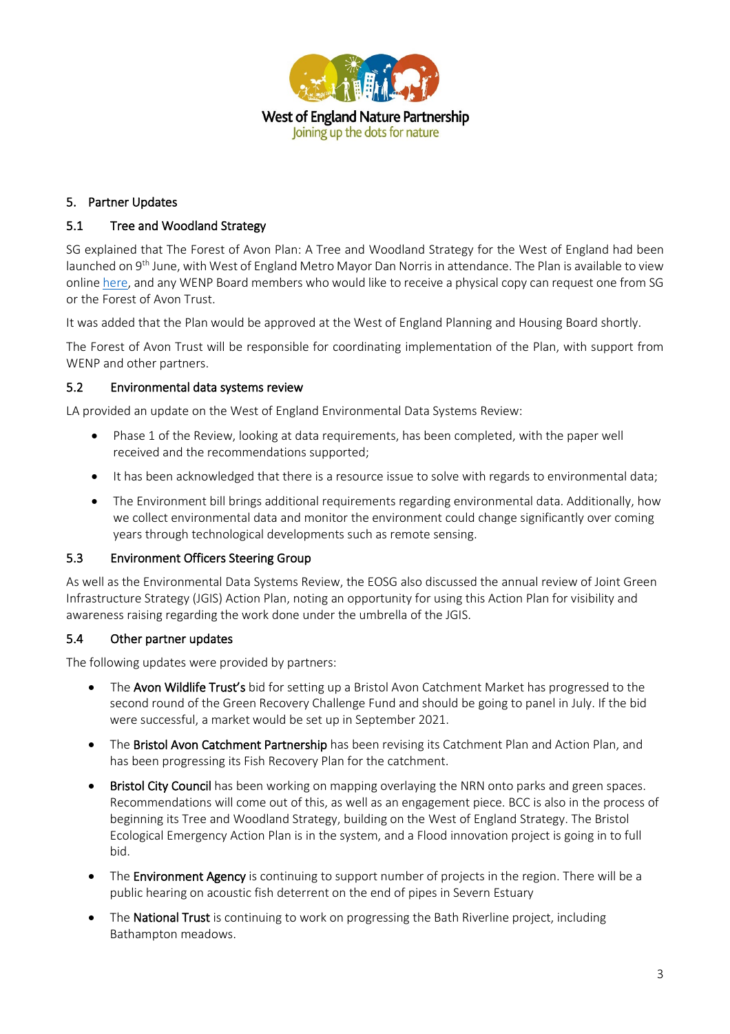## 5. Partner Updates

### 5.1 Tree and Woodland Strategy

SG explained that The Forest of Avon Plan: A Tree and Woodland Strategy for the West of England had been launched on 9th June, with West of England Metro Mayor Dan Norris in attendance. The Plan is available to view online here, and any WENP Board members who would like to receive a physical copy can request one from SG or the Forest of Avon Trust.

It was added that the Plan would be approved at the West of England Planning and Housing Board shortly.

The Forest of Avon Trust will be responsible for coordinating implementation of the Plan, with support from WENP and other partners.

### 5.2 Environmental data systems review

LA provided an update on the West of England Environmental Data Systems Review:

- Phase 1 of the Review, looking at data requirements, has been completed, with the paper well received and the recommendations supported;
- It has been acknowledged that there is a resource issue to solve with regards to environmental data;
- The Environment bill brings additional requirements regarding environmental data. Additionally, how we collect environmental data and monitor the environment could change significantly over coming years through technological developments such as remote sensing.

### 5.3 Environment Officers Steering Group

As well as the Environmental Data Systems Review, the EOSG also discussed the annual review of Joint Green Infrastructure Strategy (JGIS) Action Plan, noting an opportunity for using this Action Plan for visibility and awareness raising regarding the work done under the umbrella of the JGIS.

### 5.4 Other partner updates

The following updates were provided by partners:

- The **Avon Wildlife Trust's** bid for setting up a Bristol Avon Catchment Market has progressed to the second round of the Green Recovery Challenge Fund and should be going to panel in July. If the bid were successful, a market would be set up in September 2021.
- The **Bristol Avon Catchment Partnership** has been revising its Catchment Plan and Action Plan, and has been progressing its Fish Recovery Plan for the catchment.
- **Bristol City Council** has been working on mapping overlaying the NRN onto parks and green spaces. Recommendations will come out of this, as well as an engagement piece. BCC is also in the process of beginning its Tree and Woodland Strategy, building on the West of England Strategy. The Bristol Ecological Emergency Action Plan is in the system, and a Flood innovation project is going in to full bid.
- The **Environment Agency** is continuing to support number of projects in the region. There will be a public hearing on acoustic fish deterrent on the end of pipes in Severn Estuary
- The **National Trust** is continuing to work on progressing the Bath Riverline project, including Bathampton meadows.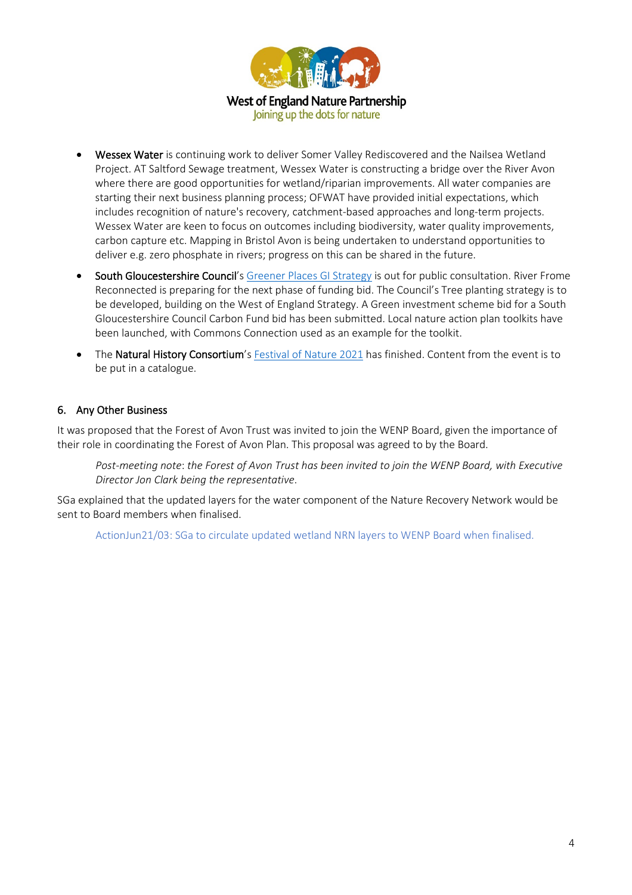- **Wessex Water** is continuing work to deliver Somer Valley Rediscovered and the Nailsea Wetland Project. AT Saltford Sewage treatment, Wessex Water is constructing a bridge over the River Avon where there are good opportunities for wetland/riparian improvements. All water companies are starting their next business planning process; OFWAT have provided initial expectations, which includes recognition of nature's recovery, catchment-based approaches and long-term projects. Wessex Water are keen to focus on outcomes including biodiversity, water quality improvements, carbon capture etc. Mapping in Bristol Avon is being undertaken to understand opportunities to deliver e.g. zero phosphate in rivers; progress on this can be shared in the future.
- **South Gloucestershire Council**'s Greener Places GI Strategy is out for public consultation. River Frome Reconnected is preparing for the next phase of funding bid. The Council's Tree planting strategy is to be developed, building on the West of England Strategy. A Green investment scheme bid for a South Gloucestershire Council Carbon Fund bid has been submitted. Local nature action plan toolkits have been launched, with Commons Connection used as an example for the toolkit.
- The **Natural History Consortium**'s Festival of Nature 2021 has finished. Content from the event is to be put in a catalogue.

## 6. Any Other Business

It was proposed that the Forest of Avon Trust was invited to join the WENP Board, given the importance of their role in coordinating the Forest of Avon Plan. This proposal was agreed to by the Board.

> *Post-meeting note*: *the Forest of Avon Trust has been invited to join the WENP Board, with Executive Director Jon Clark being the representative.*

SGa explained that the updated layers for the water component of the Nature Recovery Network would be sent to Board members when finalised.

> ActionJun21/03: SGa to circulate updated wetland NRN layers to WENP Board when finalised.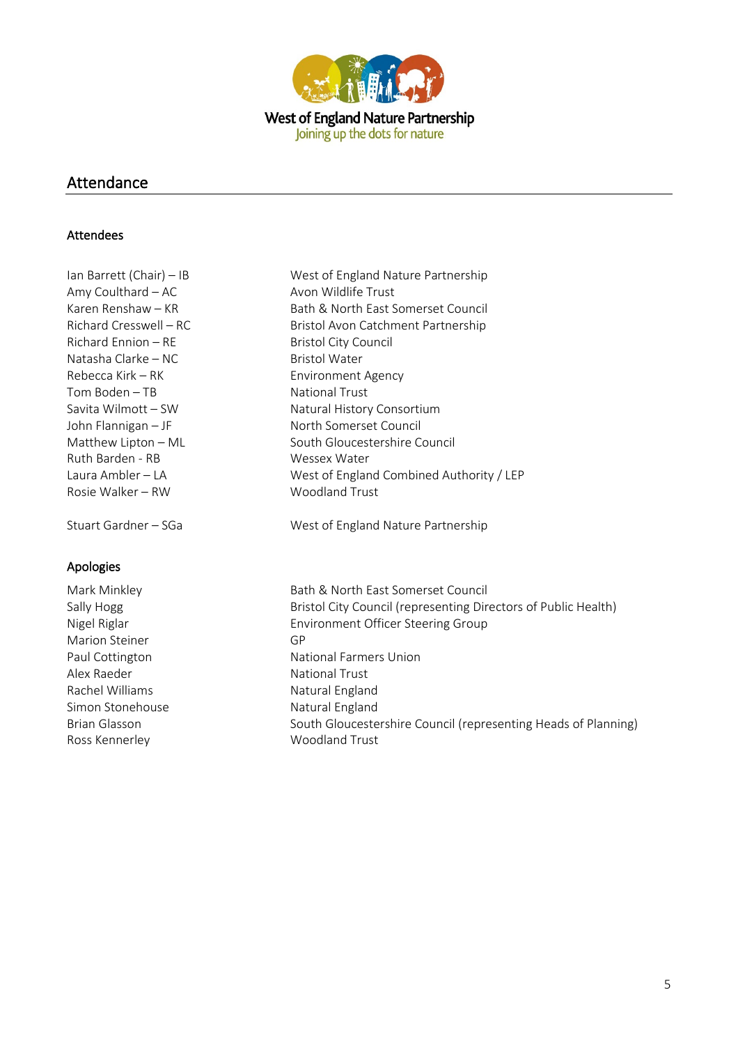West of England Nature Partnership
Joining up the dots for nature

## Attendance

### Attendees

| | |
|---|---|
| Ian Barrett (Chair) – IB | West of England Nature Partnership |
| Amy Coulthard – AC | Avon Wildlife Trust |
| Karen Renshaw – KR | Bath & North East Somerset Council |
| Richard Cresswell – RC | Bristol Avon Catchment Partnership |
| Richard Ennion – RE | Bristol City Council |
| Natasha Clarke – NC | Bristol Water |
| Rebecca Kirk – RK | Environment Agency |
| Tom Boden – TB | National Trust |
| Savita Wilmott – SW | Natural History Consortium |
| John Flannigan – JF | North Somerset Council |
| Matthew Lipton – ML | South Gloucestershire Council |
| Ruth Barden - RB | Wessex Water |
| Laura Ambler – LA | West of England Combined Authority / LEP |
| Rosie Walker – RW | Woodland Trust |
| | |
| Stuart Gardner – SGa | West of England Nature Partnership |

### Apologies

| | |
|---|---|
| Mark Minkley | Bath & North East Somerset Council |
| Sally Hogg | Bristol City Council (representing Directors of Public Health) |
| Nigel Riglar | Environment Officer Steering Group |
| Marion Steiner | GP |
| Paul Cottington | National Farmers Union |
| Alex Raeder | National Trust |
| Rachel Williams | Natural England |
| Simon Stonehouse | Natural England |
| Brian Glasson | South Gloucestershire Council (representing Heads of Planning) |
| Ross Kennerley | Woodland Trust |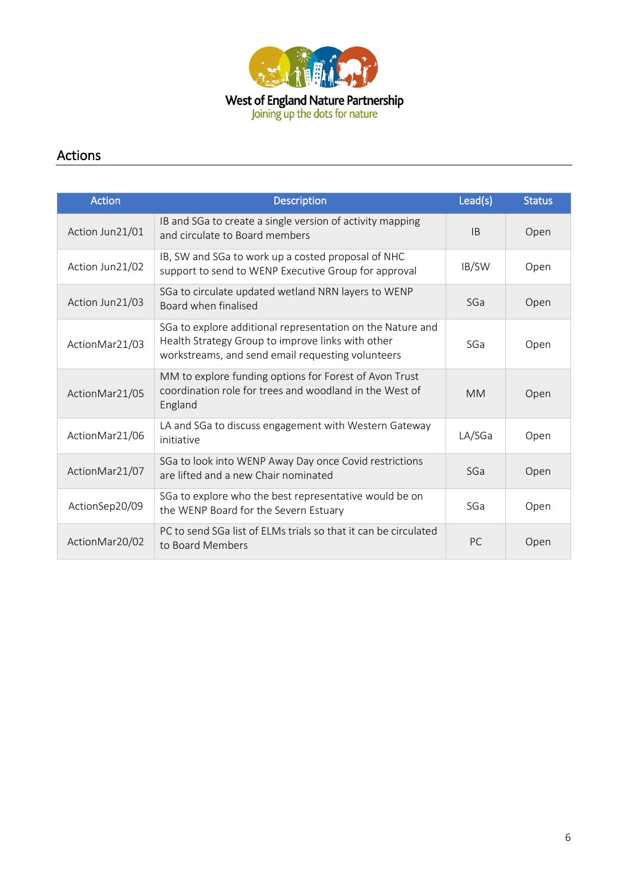West of England Nature Partnership
Joining up the dots for nature

## Actions

| Action | Description | Lead(s) | Status |
|---|---|---|---|
| Action Jun21/01 | IB and SGa to create a single version of activity mapping and circulate to Board members | IB | Open |
| Action Jun21/02 | IB, SW and SGa to work up a costed proposal of NHC support to send to WENP Executive Group for approval | IB/SW | Open |
| Action Jun21/03 | SGa to circulate updated wetland NRN layers to WENP Board when finalised | SGa | Open |
| ActionMar21/03 | SGa to explore additional representation on the Nature and Health Strategy Group to improve links with other workstreams, and send email requesting volunteers | SGa | Open |
| ActionMar21/05 | MM to explore funding options for Forest of Avon Trust coordination role for trees and woodland in the West of England | MM | Open |
| ActionMar21/06 | LA and SGa to discuss engagement with Western Gateway initiative | LA/SGa | Open |
| ActionMar21/07 | SGa to look into WENP Away Day once Covid restrictions are lifted and a new Chair nominated | SGa | Open |
| ActionSep20/09 | SGa to explore who the best representative would be on the WENP Board for the Severn Estuary | SGa | Open |
| ActionMar20/02 | PC to send SGa list of ELMs trials so that it can be circulated to Board Members | PC | Open |